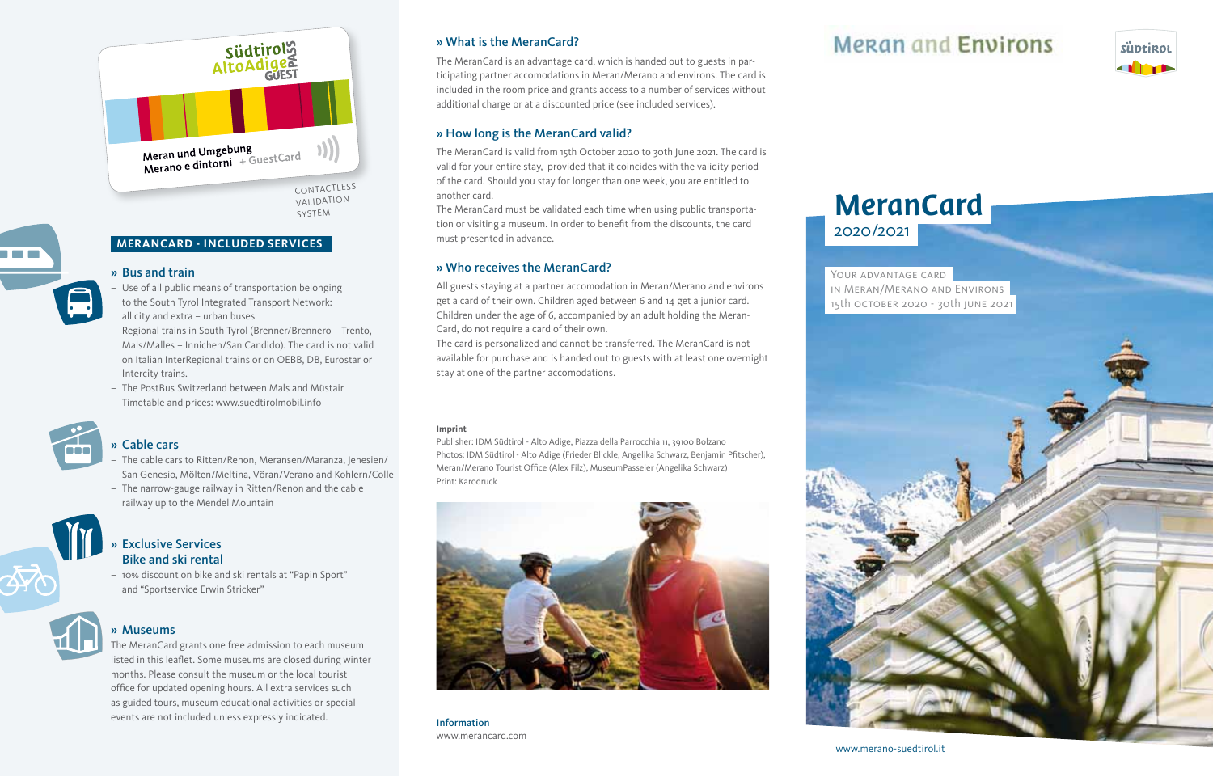Südtirol AltoAdige GUEST PASS

Meran und Umgebung
Merano e dintorni + GuestCard

CONTACTLESS VALIDATION SYSTEM

## MERANCARD - INCLUDED SERVICES

### » Bus and train

- Use of all public means of transportation belonging to the South Tyrol Integrated Transport Network: all city and extra – urban buses
- Regional trains in South Tyrol (Brenner/Brennero – Trento, Mals/Malles – Innichen/San Candido). The card is not valid on Italian InterRegional trains or on OEBB, DB, Eurostar or Intercity trains.
- The PostBus Switzerland between Mals and Müstair
- Timetable and prices: www.suedtirolmobil.info

### » Cable cars

- The cable cars to Ritten/Renon, Meransen/Maranza, Jenesien/San Genesio, Mölten/Meltina, Vöran/Verano and Kohlern/Colle
- The narrow-gauge railway in Ritten/Renon and the cable railway up to the Mendel Mountain

### » Exclusive Services Bike and ski rental

- 10% discount on bike and ski rentals at "Papin Sport" and "Sportservice Erwin Stricker"

### » Museums

The MeranCard grants one free admission to each museum listed in this leaflet. Some museums are closed during winter months. Please consult the museum or the local tourist office for updated opening hours. All extra services such as guided tours, museum educational activities or special events are not included unless expressly indicated.

### » What is the MeranCard?

The MeranCard is an advantage card, which is handed out to guests in participating partner accomodations in Meran/Merano and environs. The card is included in the room price and grants access to a number of services without additional charge or at a discounted price (see included services).

### » How long is the MeranCard valid?

The MeranCard is valid from 15th October 2020 to 30th June 2021. The card is valid for your entire stay, provided that it coincides with the validity period of the card. Should you stay for longer than one week, you are entitled to another card.

The MeranCard must be validated each time when using public transportation or visiting a museum. In order to benefit from the discounts, the card must presented in advance.

### » Who receives the MeranCard?

All guests staying at a partner accomodation in Meran/Merano and environs get a card of their own. Children aged between 6 and 14 get a junior card. Children under the age of 6, accompanied by an adult holding the MeranCard, do not require a card of their own.

The card is personalized and cannot be transferred. The MeranCard is not available for purchase and is handed out to guests with at least one overnight stay at one of the partner accomodations.

**Imprint**

Publisher: IDM Südtirol - Alto Adige, Piazza della Parrocchia 11, 39100 Bolzano
Photos: IDM Südtirol - Alto Adige (Frieder Blickle, Angelika Schwarz, Benjamin Pfitscher), Meran/Merano Tourist Office (Alex Filz), MuseumPasseier (Angelika Schwarz)
Print: Karodruck

**Information**
www.merancard.com

# Meran and Environs

Südtirol

# MeranCard

2020/2021

Your advantage card
in Meran/Merano and Environs
15th October 2020 - 30th June 2021

www.merano-suedtirol.it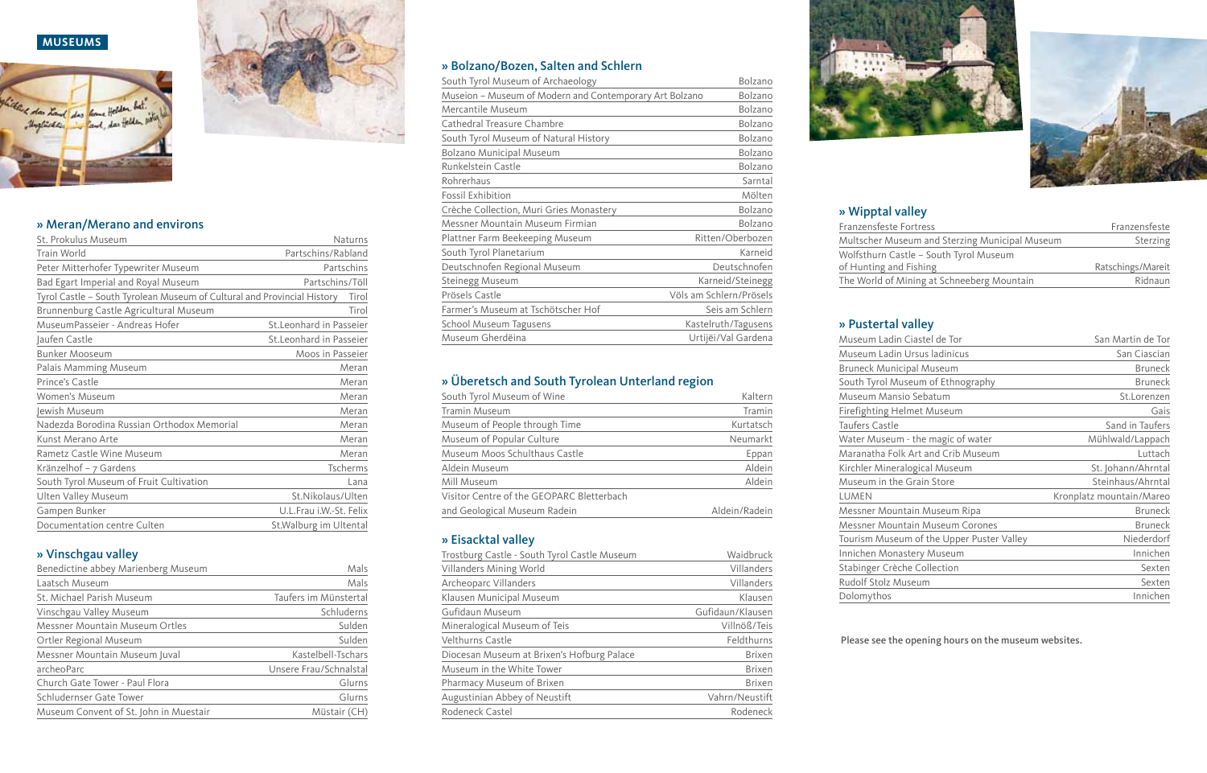# MUSEUMS

## » Meran/Merano and environs

| | |
|---|---|
| St. Prokulus Museum | Naturns |
| Train World | Partschins/Rabland |
| Peter Mitterhofer Typewriter Museum | Partschins |
| Bad Egart Imperial and Royal Museum | Partschins/Töll |
| Tyrol Castle – South Tyrolean Museum of Cultural and Provincial History | Tirol |
| Brunnenburg Castle Agricultural Museum | Tirol |
| MuseumPasseier - Andreas Hofer | St.Leonhard in Passeier |
| Jaufen Castle | St.Leonhard in Passeier |
| Bunker Mooseum | Moos in Passeier |
| Palais Mamming Museum | Meran |
| Prince's Castle | Meran |
| Women's Museum | Meran |
| Jewish Museum | Meran |
| Nadezda Borodina Russian Orthodox Memorial | Meran |
| Kunst Merano Arte | Meran |
| Rametz Castle Wine Museum | Meran |
| Kränzelhof – 7 Gardens | Tscherms |
| South Tyrol Museum of Fruit Cultivation | Lana |
| Ulten Valley Museum | St.Nikolaus/Ulten |
| Gampen Bunker | U.L.Frau i.W.-St. Felix |
| Documentation centre Culten | St.Walburg im Ultental |

## » Vinschgau valley

| | |
|---|---|
| Benedictine abbey Marienberg Museum | Mals |
| Laatsch Museum | Mals |
| St. Michael Parish Museum | Taufers im Münstertal |
| Vinschgau Valley Museum | Schluderns |
| Messner Mountain Museum Ortles | Sulden |
| Ortler Regional Museum | Sulden |
| Messner Mountain Museum Juval | Kastelbell-Tschars |
| archeoParc | Unsere Frau/Schnalstal |
| Church Gate Tower - Paul Flora | Glurns |
| Schludernser Gate Tower | Glurns |
| Museum Convent of St. John in Muestair | Müstair (CH) |

## » Bolzano/Bozen, Salten and Schlern

| | |
|---|---|
| South Tyrol Museum of Archaeology | Bolzano |
| Museion – Museum of Modern and Contemporary Art Bolzano | Bolzano |
| Mercantile Museum | Bolzano |
| Cathedral Treasure Chambre | Bolzano |
| South Tyrol Museum of Natural History | Bolzano |
| Bolzano Municipal Museum | Bolzano |
| Runkelstein Castle | Bolzano |
| Rohrerhaus | Sarntal |
| Fossil Exhibition | Mölten |
| Crèche Collection, Muri Gries Monastery | Bolzano |
| Messner Mountain Museum Firmian | Bolzano |
| Plattner Farm Beekeeping Museum | Ritten/Oberbozen |
| South Tyrol Planetarium | Karneid |
| Deutschnofen Regional Museum | Deutschnofen |
| Steinegg Museum | Karneid/Steinegg |
| Prösels Castle | Völs am Schlern/Prösels |
| Farmer's Museum at Tschötscher Hof | Seis am Schlern |
| School Museum Tagusens | Kastelruth/Tagusens |
| Museum Gherdëina | Urtijëi/Val Gardena |

## » Überetsch and South Tyrolean Unterland region

| | |
|---|---|
| South Tyrol Museum of Wine | Kaltern |
| Tramin Museum | Tramin |
| Museum of People through Time | Kurtatsch |
| Museum of Popular Culture | Neumarkt |
| Museum Moos Schulthaus Castle | Eppan |
| Aldein Museum | Aldein |
| Mill Museum | Aldein |
| Visitor Centre of the GEOPARC Bletterbach and Geological Museum Radein | Aldein/Radein |

## » Eisacktal valley

| | |
|---|---|
| Trostburg Castle - South Tyrol Castle Museum | Waidbruck |
| Villanders Mining World | Villanders |
| Archeoparc Villanders | Villanders |
| Klausen Municipal Museum | Klausen |
| Gufidaun Museum | Gufidaun/Klausen |
| Mineralogical Museum of Teis | Villnöß/Teis |
| Velthurns Castle | Feldthurns |
| Diocesan Museum at Brixen's Hofburg Palace | Brixen |
| Museum in the White Tower | Brixen |
| Pharmacy Museum of Brixen | Brixen |
| Augustinian Abbey of Neustift | Vahrn/Neustift |
| Rodeneck Castel | Rodeneck |

## » Wipptal valley

| | |
|---|---|
| Franzensfeste Fortress | Franzensfeste |
| Multscher Museum and Sterzing Municipal Museum | Sterzing |
| Wolfsthurn Castle – South Tyrol Museum of Hunting and Fishing | Ratschings/Mareit |
| The World of Mining at Schneeberg Mountain | Ridnaun |

## » Pustertal valley

| | |
|---|---|
| Museum Ladin Ciastel de Tor | San Martin de Tor |
| Museum Ladin Ursus ladinicus | San Ciascian |
| Bruneck Municipal Museum | Bruneck |
| South Tyrol Museum of Ethnography | Bruneck |
| Museum Mansio Sebatum | St.Lorenzen |
| Firefighting Helmet Museum | Gais |
| Taufers Castle | Sand in Taufers |
| Water Museum - the magic of water | Mühlwald/Lappach |
| Maranatha Folk Art and Crib Museum | Luttach |
| Kirchler Mineralogical Museum | St. Johann/Ahrntal |
| Museum in the Grain Store | Steinhaus/Ahrntal |
| LUMEN | Kronplatz mountain/Mareo |
| Messner Mountain Museum Ripa | Bruneck |
| Messner Mountain Museum Corones | Bruneck |
| Tourism Museum of the Upper Puster Valley | Niederdorf |
| Innichen Monastery Museum | Innichen |
| Stabinger Crèche Collection | Sexten |
| Rudolf Stolz Museum | Sexten |
| Dolomythos | Innichen |

**Please see the opening hours on the museum websites.**